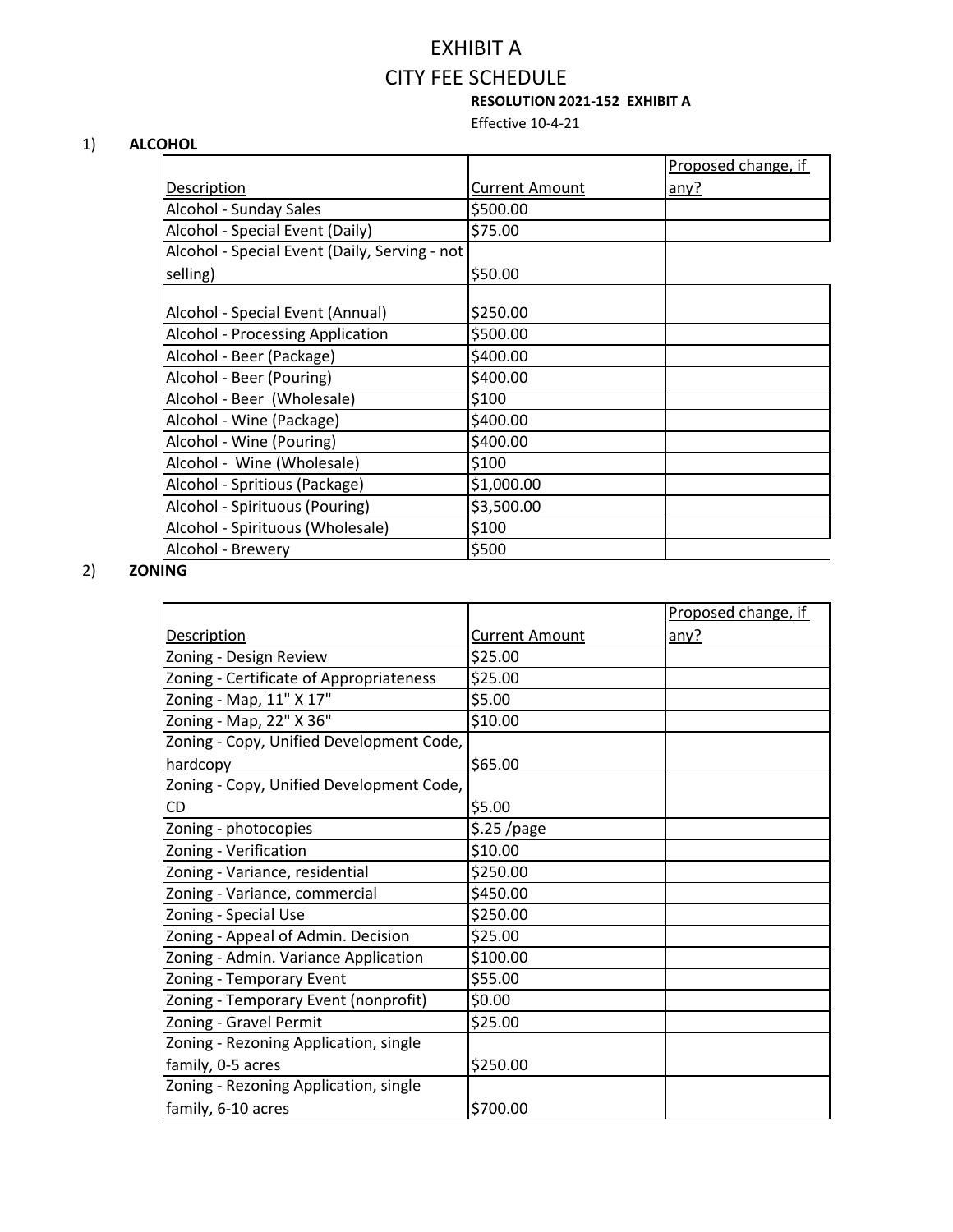# EXHIBIT A

# CITY FEE SCHEDULE

**RESOLUTION 2021-152 EXHIBIT A**

Effective 10-4-21

1) **ALCOHOL**

| Description | Current Amount | Proposed change, if any? |
|---|---|---|
| Alcohol - Sunday Sales | $500.00 | |
| Alcohol - Special Event (Daily) | $75.00 | |
| Alcohol - Special Event (Daily, Serving - not selling) | $50.00 | |
| Alcohol - Special Event (Annual) | $250.00 | |
| Alcohol - Processing Application | $500.00 | |
| Alcohol - Beer (Package) | $400.00 | |
| Alcohol - Beer (Pouring) | $400.00 | |
| Alcohol - Beer (Wholesale) | $100 | |
| Alcohol - Wine (Package) | $400.00 | |
| Alcohol - Wine (Pouring) | $400.00 | |
| Alcohol - Wine (Wholesale) | $100 | |
| Alcohol - Spritious (Package) | $1,000.00 | |
| Alcohol - Spirituous (Pouring) | $3,500.00 | |
| Alcohol - Spirituous (Wholesale) | $100 | |
| Alcohol - Brewery | $500 | |

2) **ZONING**

| Description | Current Amount | Proposed change, if any? |
|---|---|---|
| Zoning - Design Review | $25.00 | |
| Zoning - Certificate of Appropriateness | $25.00 | |
| Zoning - Map, 11" X 17" | $5.00 | |
| Zoning - Map, 22" X 36" | $10.00 | |
| Zoning - Copy, Unified Development Code, hardcopy | $65.00 | |
| Zoning - Copy, Unified Development Code, CD | $5.00 | |
| Zoning - photocopies | $.25 /page | |
| Zoning - Verification | $10.00 | |
| Zoning - Variance, residential | $250.00 | |
| Zoning - Variance, commercial | $450.00 | |
| Zoning - Special Use | $250.00 | |
| Zoning - Appeal of Admin. Decision | $25.00 | |
| Zoning - Admin. Variance Application | $100.00 | |
| Zoning - Temporary Event | $55.00 | |
| Zoning - Temporary Event (nonprofit) | $0.00 | |
| Zoning - Gravel Permit | $25.00 | |
| Zoning - Rezoning Application, single family, 0-5 acres | $250.00 | |
| Zoning - Rezoning Application, single family, 6-10 acres | $700.00 | |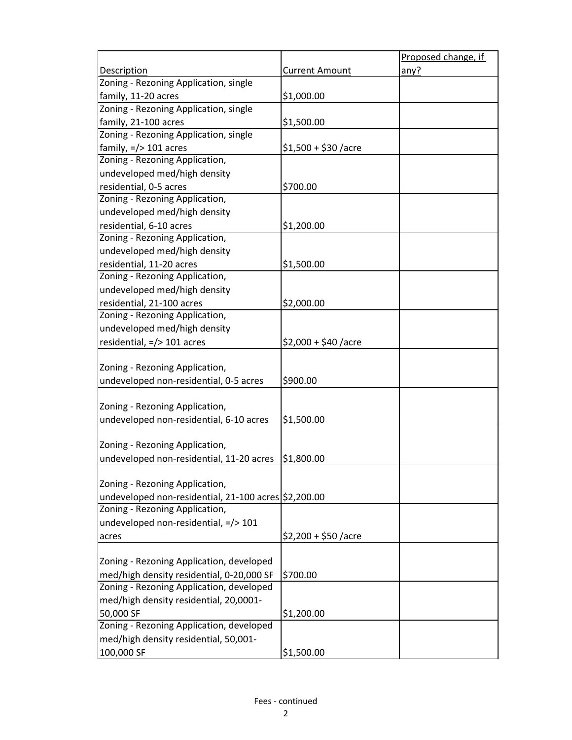| Description | Current Amount | Proposed change, if any? |
|---|---|---|
| Zoning - Rezoning Application, single family, 11-20 acres | $1,000.00 | |
| Zoning - Rezoning Application, single family, 21-100 acres | $1,500.00 | |
| Zoning - Rezoning Application, single family, =/> 101 acres | $1,500 + $30 /acre | |
| Zoning - Rezoning Application, undeveloped med/high density residential, 0-5 acres | $700.00 | |
| Zoning - Rezoning Application, undeveloped med/high density residential, 6-10 acres | $1,200.00 | |
| Zoning - Rezoning Application, undeveloped med/high density residential, 11-20 acres | $1,500.00 | |
| Zoning - Rezoning Application, undeveloped med/high density residential, 21-100 acres | $2,000.00 | |
| Zoning - Rezoning Application, undeveloped med/high density residential, =/> 101 acres | $2,000 + $40 /acre | |
| Zoning - Rezoning Application, undeveloped non-residential, 0-5 acres | $900.00 | |
| Zoning - Rezoning Application, undeveloped non-residential, 6-10 acres | $1,500.00 | |
| Zoning - Rezoning Application, undeveloped non-residential, 11-20 acres | $1,800.00 | |
| Zoning - Rezoning Application, undeveloped non-residential, 21-100 acres | $2,200.00 | |
| Zoning - Rezoning Application, undeveloped non-residential, =/> 101 acres | $2,200 + $50 /acre | |
| Zoning - Rezoning Application, developed med/high density residential, 0-20,000 SF | $700.00 | |
| Zoning - Rezoning Application, developed med/high density residential, 20,0001-50,000 SF | $1,200.00 | |
| Zoning - Rezoning Application, developed med/high density residential, 50,001-100,000 SF | $1,500.00 | |

Fees - continued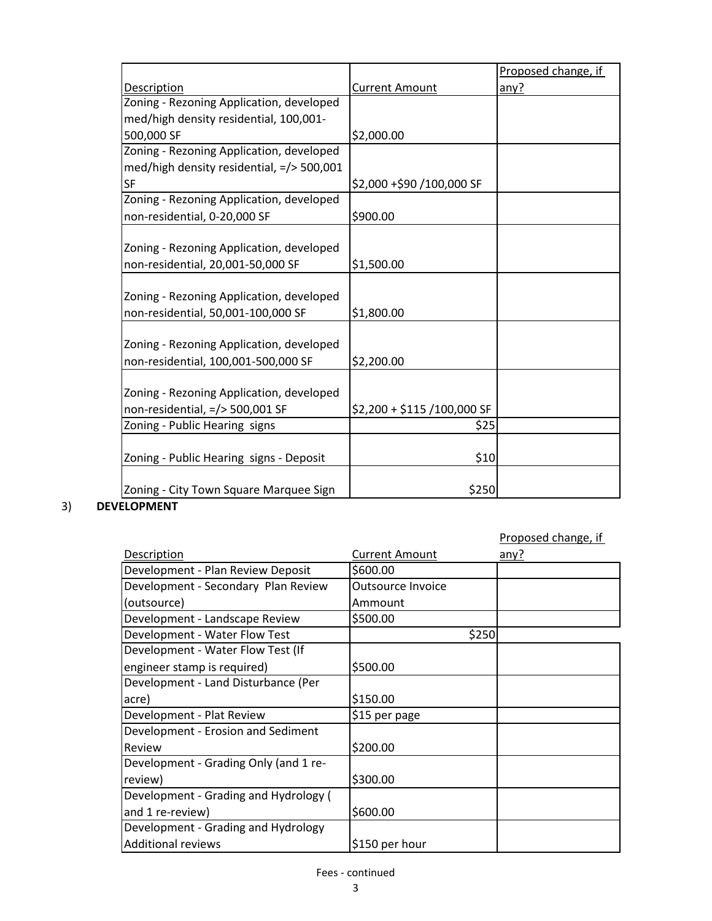| Description | Current Amount | Proposed change, if any? |
| --- | --- | --- |
| Zoning - Rezoning Application, developed med/high density residential, 100,001-500,000 SF | $2,000.00 | |
| Zoning - Rezoning Application, developed med/high density residential, =/> 500,001 SF | $2,000 +$90 /100,000 SF | |
| Zoning - Rezoning Application, developed non-residential, 0-20,000 SF | $900.00 | |
| Zoning - Rezoning Application, developed non-residential, 20,001-50,000 SF | $1,500.00 | |
| Zoning - Rezoning Application, developed non-residential, 50,001-100,000 SF | $1,800.00 | |
| Zoning - Rezoning Application, developed non-residential, 100,001-500,000 SF | $2,200.00 | |
| Zoning - Rezoning Application, developed non-residential, =/> 500,001 SF | $2,200 + $115 /100,000 SF | |
| Zoning - Public Hearing signs | $25 | |
| Zoning - Public Hearing signs - Deposit | $10 | |
| Zoning - City Town Square Marquee Sign | $250 | |

3) **DEVELOPMENT**

| Description | Current Amount | Proposed change, if any? |
| --- | --- | --- |
| Development - Plan Review Deposit | $600.00 | |
| Development - Secondary Plan Review (outsource) | Outsource Invoice Ammount | |
| Development - Landscape Review | $500.00 | |
| Development - Water Flow Test | $250 | |
| Development - Water Flow Test (If engineer stamp is required) | $500.00 | |
| Development - Land Disturbance (Per acre) | $150.00 | |
| Development - Plat Review | $15 per page | |
| Development - Erosion and Sediment Review | $200.00 | |
| Development - Grading Only (and 1 re-review) | $300.00 | |
| Development - Grading and Hydrology ( and 1 re-review) | $600.00 | |
| Development - Grading and Hydrology Additional reviews | $150 per hour | |

Fees - continued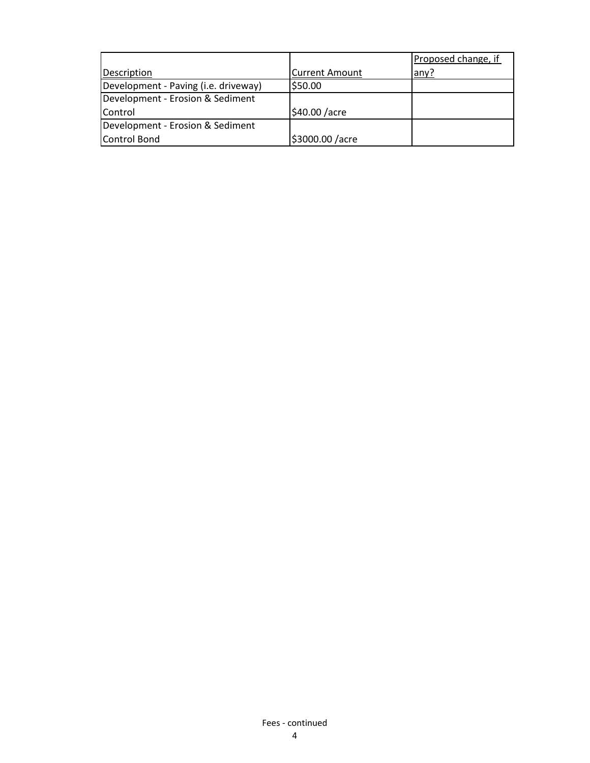| Description | Current Amount | Proposed change, if any? |
| --- | --- | --- |
| Development - Paving (i.e. driveway) | $50.00 | |
| Development - Erosion & Sediment Control | $40.00 /acre | |
| Development - Erosion & Sediment Control Bond | $3000.00 /acre | |

Fees - continued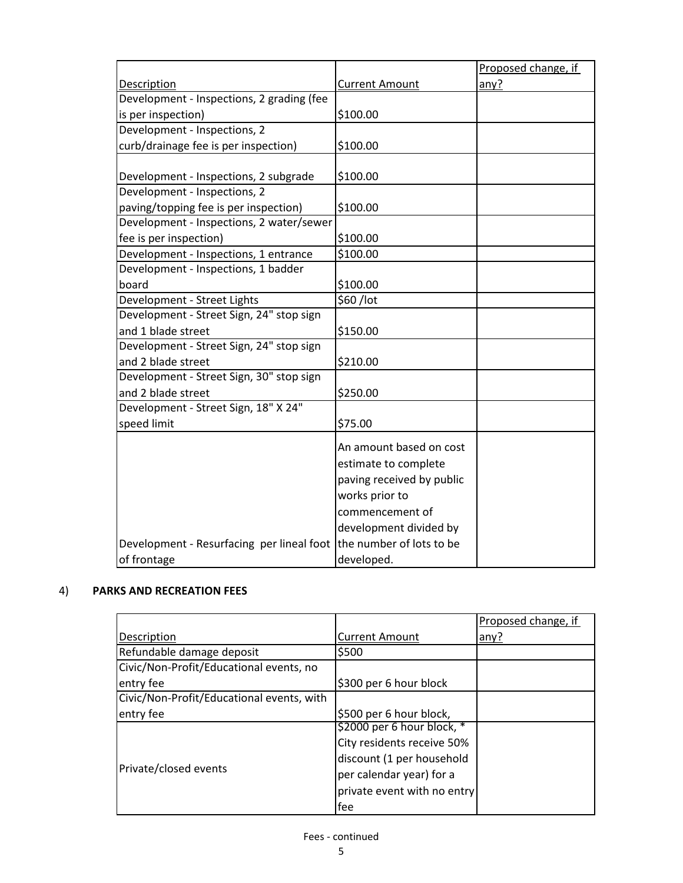| Description | Current Amount | Proposed change, if any? |
|---|---|---|
| Development - Inspections, 2 grading (fee is per inspection) | $100.00 | |
| Development - Inspections, 2 curb/drainage fee is per inspection) | $100.00 | |
| Development - Inspections, 2 subgrade | $100.00 | |
| Development - Inspections, 2 paving/topping fee is per inspection) | $100.00 | |
| Development - Inspections, 2 water/sewer fee is per inspection) | $100.00 | |
| Development - Inspections, 1 entrance | $100.00 | |
| Development - Inspections, 1 badder board | $100.00 | |
| Development - Street Lights | $60 /lot | |
| Development - Street Sign, 24" stop sign and 1 blade street | $150.00 | |
| Development - Street Sign, 24" stop sign and 2 blade street | $210.00 | |
| Development - Street Sign, 30" stop sign and 2 blade street | $250.00 | |
| Development - Street Sign, 18" X 24" speed limit | $75.00 | |
| Development - Resurfacing per lineal foot of frontage | An amount based on cost estimate to complete paving received by public works prior to commencement of development divided by the number of lots to be developed. | |

4) **PARKS AND RECREATION FEES**

| Description | Current Amount | Proposed change, if any? |
|---|---|---|
| Refundable damage deposit | $500 | |
| Civic/Non-Profit/Educational events, no entry fee | $300 per 6 hour block | |
| Civic/Non-Profit/Educational events, with entry fee | $500 per 6 hour block, | |
| Private/closed events | $2000 per 6 hour block, * City residents receive 50% discount (1 per household per calendar year) for a private event with no entry fee | |

Fees - continued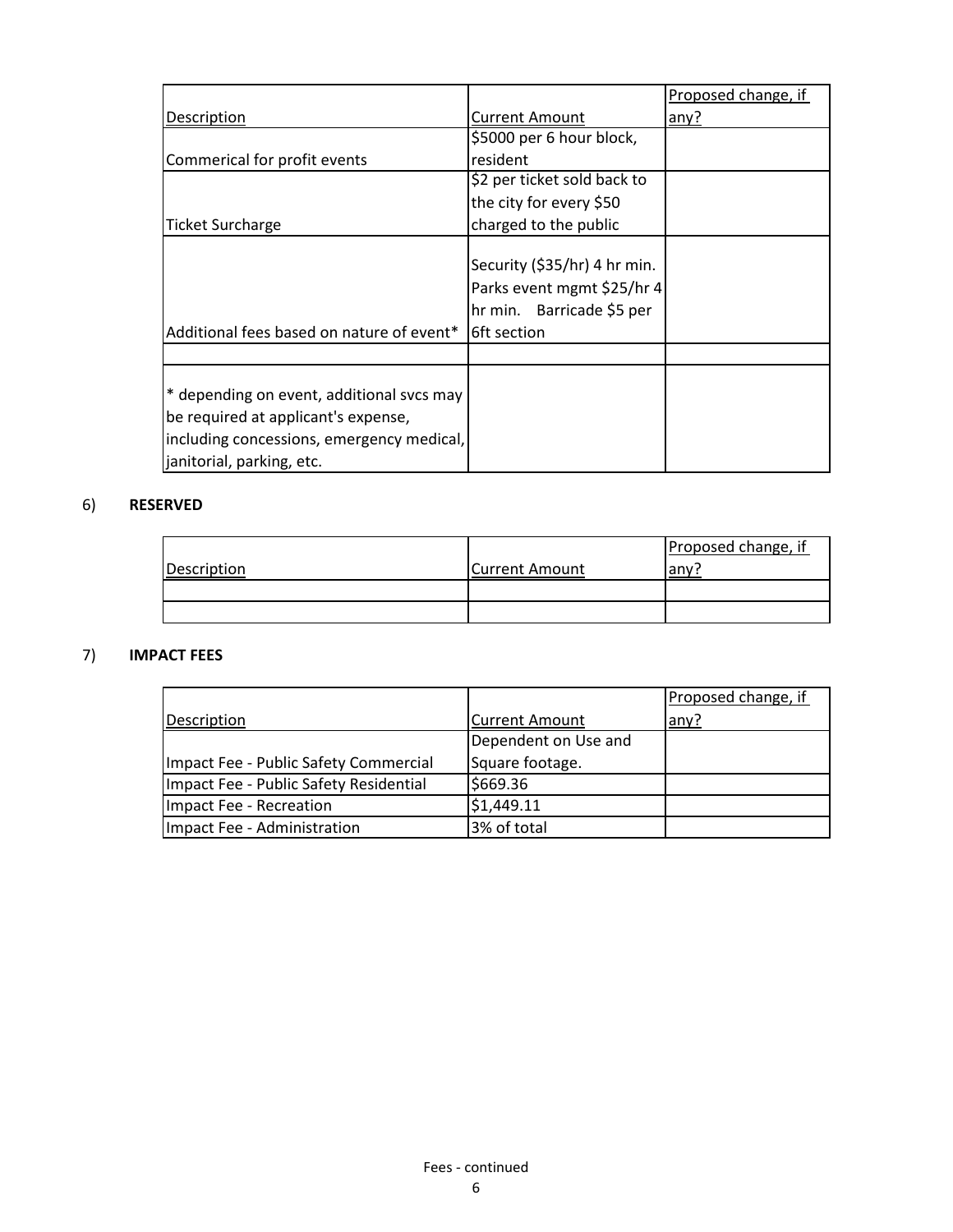| Description | Current Amount | Proposed change, if any? |
|---|---|---|
| Commerical for profit events | $5000 per 6 hour block, resident | |
| Ticket Surcharge | $2 per ticket sold back to the city for every $50 charged to the public | |
| Additional fees based on nature of event* | Security ($35/hr) 4 hr min. Parks event mgmt $25/hr 4 hr min. Barricade $5 per 6ft section | |
| | | |
| * depending on event, additional svcs may be required at applicant's expense, including concessions, emergency medical, janitorial, parking, etc. | | |

6) **RESERVED**

| Description | Current Amount | Proposed change, if any? |
|---|---|---|
| | | |
| | | |

7) **IMPACT FEES**

| Description | Current Amount | Proposed change, if any? |
|---|---|---|
| Impact Fee - Public Safety Commercial | Dependent on Use and Square footage. | |
| Impact Fee - Public Safety Residential | $669.36 | |
| Impact Fee - Recreation | $1,449.11 | |
| Impact Fee - Administration | 3% of total | |

Fees - continued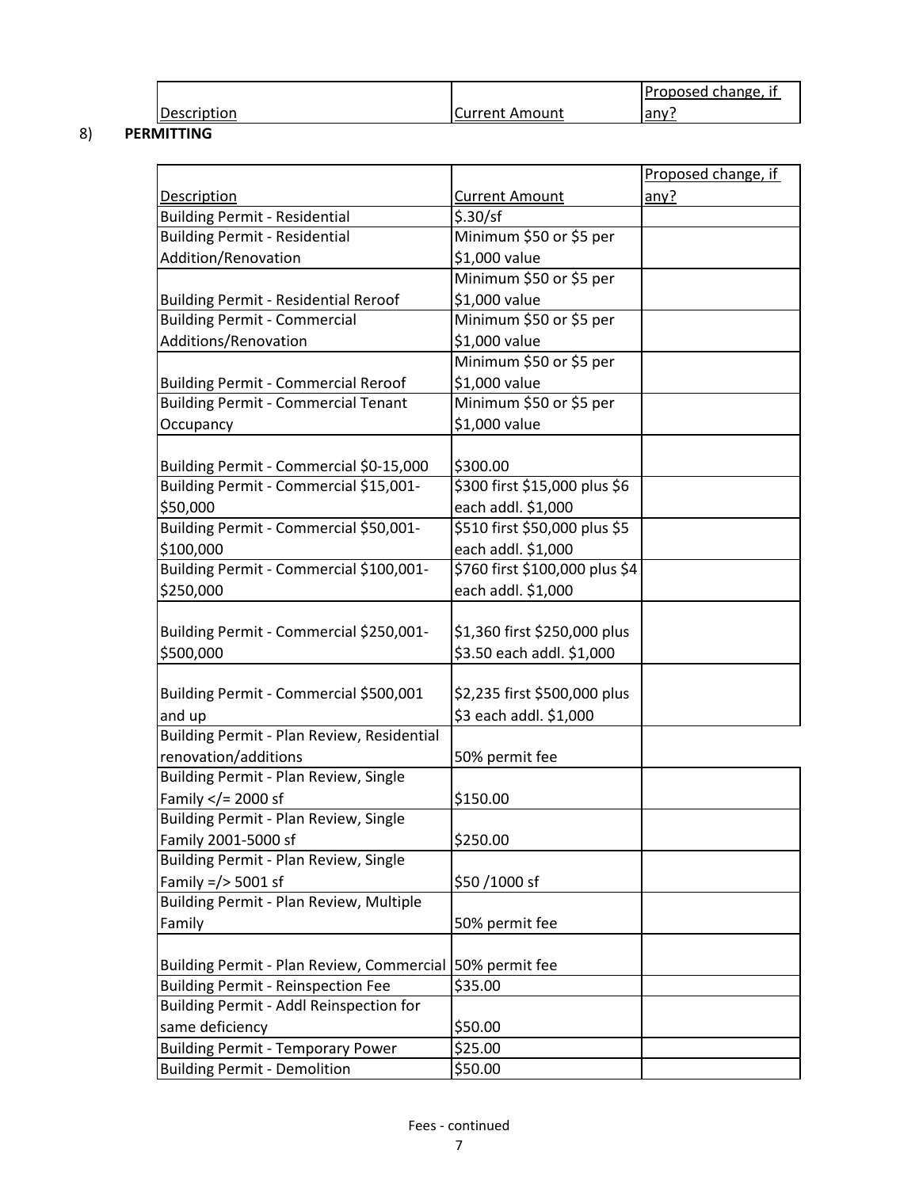| Description | Current Amount | Proposed change, if any? |
|---|---|---|

8) **PERMITTING**

| Description | Current Amount | Proposed change, if any? |
|---|---|---|
| Building Permit - Residential | $.30/sf | |
| Building Permit - Residential Addition/Renovation | Minimum $50 or $5 per $1,000 value | |
| Building Permit - Residential Reroof | Minimum $50 or $5 per $1,000 value | |
| Building Permit - Commercial Additions/Renovation | Minimum $50 or $5 per $1,000 value | |
| Building Permit - Commercial Reroof | Minimum $50 or $5 per $1,000 value | |
| Building Permit - Commercial Tenant Occupancy | Minimum $50 or $5 per $1,000 value | |
| Building Permit - Commercial $0-15,000 | $300.00 | |
| Building Permit - Commercial $15,001-$50,000 | $300 first $15,000 plus $6 each addl. $1,000 | |
| Building Permit - Commercial $50,001-$100,000 | $510 first $50,000 plus $5 each addl. $1,000 | |
| Building Permit - Commercial $100,001-$250,000 | $760 first $100,000 plus $4 each addl. $1,000 | |
| Building Permit - Commercial $250,001-$500,000 | $1,360 first $250,000 plus $3.50 each addl. $1,000 | |
| Building Permit - Commercial $500,001 and up | $2,235 first $500,000 plus $3 each addl. $1,000 | |
| Building Permit - Plan Review, Residential renovation/additions | 50% permit fee | |
| Building Permit - Plan Review, Single Family </= 2000 sf | $150.00 | |
| Building Permit - Plan Review, Single Family 2001-5000 sf | $250.00 | |
| Building Permit - Plan Review, Single Family =/> 5001 sf | $50 /1000 sf | |
| Building Permit - Plan Review, Multiple Family | 50% permit fee | |
| Building Permit - Plan Review, Commercial | 50% permit fee | |
| Building Permit - Reinspection Fee | $35.00 | |
| Building Permit - Addl Reinspection for same deficiency | $50.00 | |
| Building Permit - Temporary Power | $25.00 | |
| Building Permit - Demolition | $50.00 | |

Fees - continued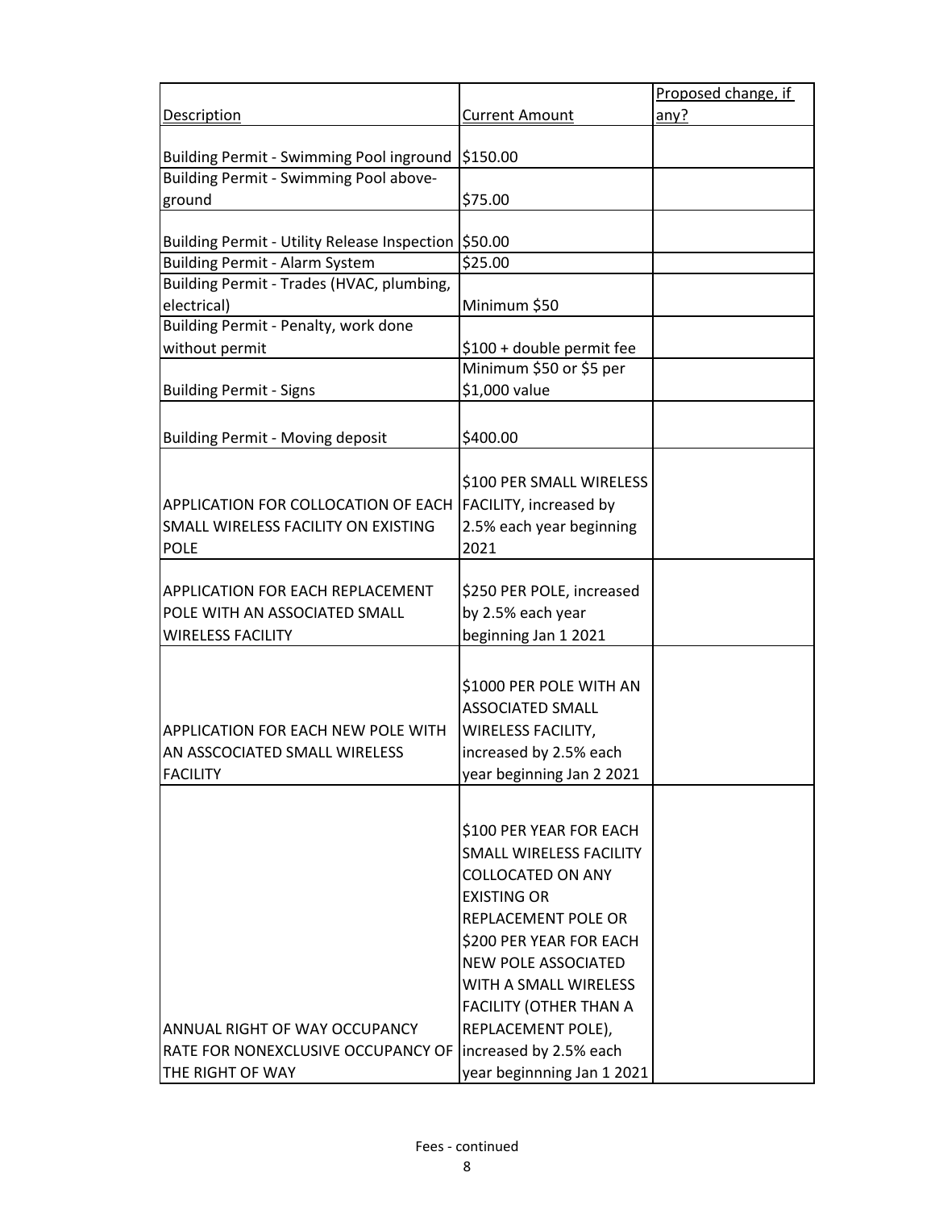| Description | Current Amount | Proposed change, if any? |
|---|---|---|
| Building Permit - Swimming Pool inground | $150.00 | |
| Building Permit - Swimming Pool above-ground | $75.00 | |
| Building Permit - Utility Release Inspection | $50.00 | |
| Building Permit - Alarm System | $25.00 | |
| Building Permit - Trades (HVAC, plumbing, electrical) | Minimum $50 | |
| Building Permit - Penalty, work done without permit | $100 + double permit fee | |
| Building Permit - Signs | Minimum $50 or $5 per $1,000 value | |
| Building Permit - Moving deposit | $400.00 | |
| APPLICATION FOR COLLOCATION OF EACH SMALL WIRELESS FACILITY ON EXISTING POLE | $100 PER SMALL WIRELESS FACILITY, increased by 2.5% each year beginning 2021 | |
| APPLICATION FOR EACH REPLACEMENT POLE WITH AN ASSOCIATED SMALL WIRELESS FACILITY | $250 PER POLE, increased by 2.5% each year beginning Jan 1 2021 | |
| APPLICATION FOR EACH NEW POLE WITH AN ASSCOCIATED SMALL WIRELESS FACILITY | $1000 PER POLE WITH AN ASSOCIATED SMALL WIRELESS FACILITY, increased by 2.5% each year beginning Jan 2 2021 | |
| ANNUAL RIGHT OF WAY OCCUPANCY RATE FOR NONEXCLUSIVE OCCUPANCY OF THE RIGHT OF WAY | $100 PER YEAR FOR EACH SMALL WIRELESS FACILITY COLLOCATED ON ANY EXISTING OR REPLACEMENT POLE OR $200 PER YEAR FOR EACH NEW POLE ASSOCIATED WITH A SMALL WIRELESS FACILITY (OTHER THAN A REPLACEMENT POLE), increased by 2.5% each year beginnning Jan 1 2021 | |

Fees - continued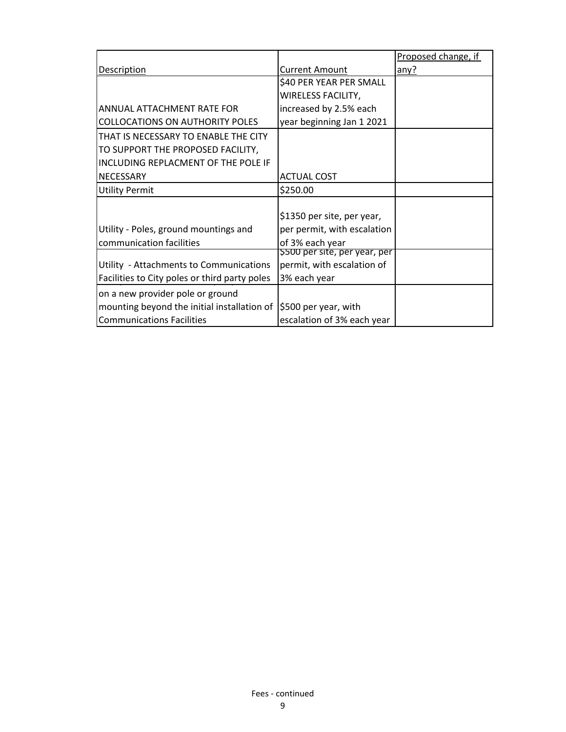| Description | Current Amount | Proposed change, if any? |
|---|---|---|
| ANNUAL ATTACHMENT RATE FOR COLLOCATIONS ON AUTHORITY POLES | $40 PER YEAR PER SMALL WIRELESS FACILITY, increased by 2.5% each year beginning Jan 1 2021 | |
| THAT IS NECESSARY TO ENABLE THE CITY TO SUPPORT THE PROPOSED FACILITY, INCLUDING REPLACMENT OF THE POLE IF NECESSARY | ACTUAL COST | |
| Utility Permit | $250.00 | |
| Utility - Poles, ground mountings and communication facilities | $1350 per site, per year, per permit, with escalation of 3% each year | |
| Utility - Attachments to Communications Facilities to City poles or third party poles | $500 per site, per year, per permit, with escalation of 3% each year | |
| on a new provider pole or ground mounting beyond the initial installation of Communications Facilities | $500 per year, with escalation of 3% each year | |

Fees - continued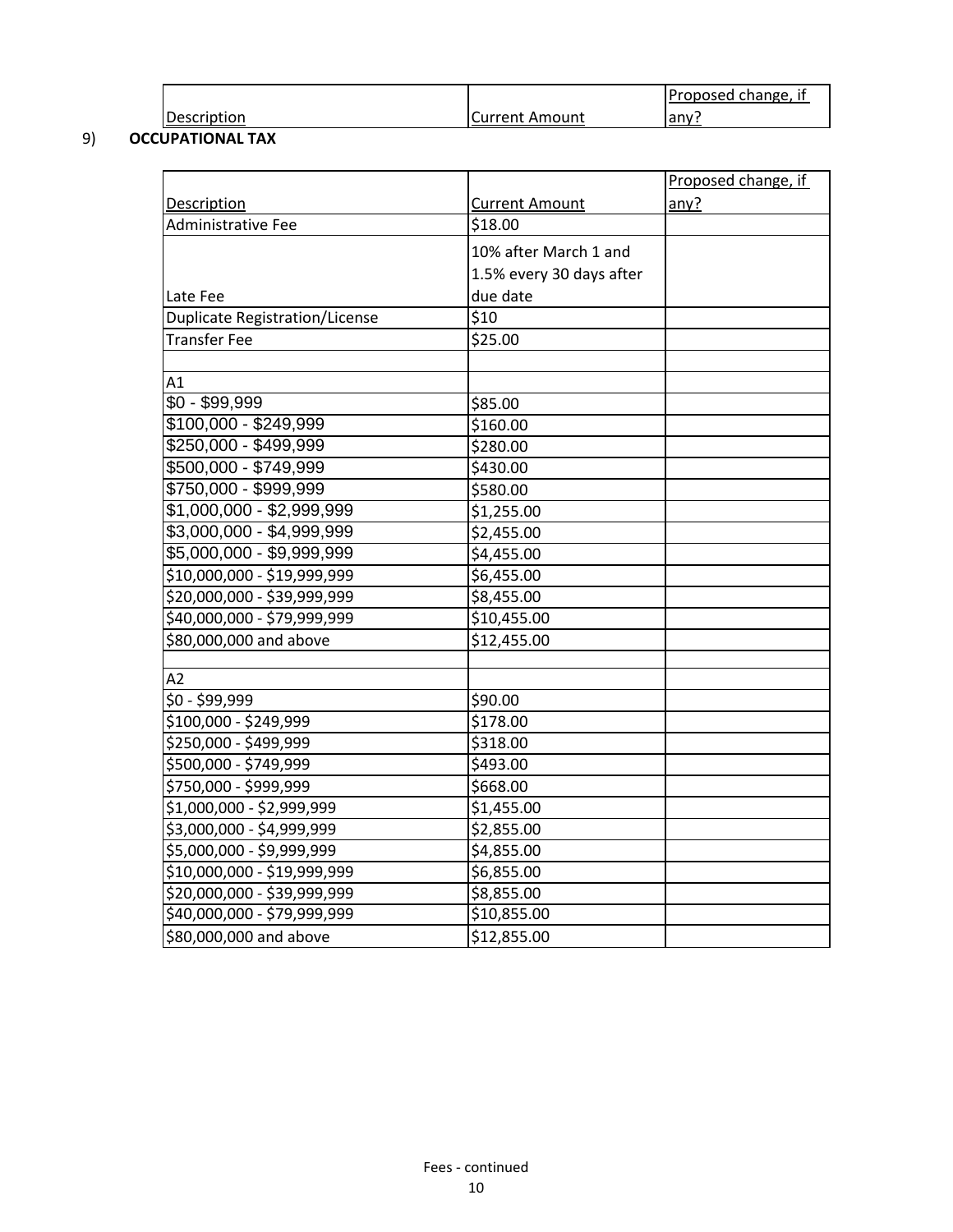| Description | Current Amount | Proposed change, if any? |
|---|---|---|

## 9) OCCUPATIONAL TAX

| Description | Current Amount | Proposed change, if any? |
|---|---|---|
| Administrative Fee | $18.00 | |
| Late Fee | 10% after March 1 and 1.5% every 30 days after due date | |
| Duplicate Registration/License | $10 | |
| Transfer Fee | $25.00 | |
| | | |
| A1 | | |
| $0 - $99,999 | $85.00 | |
| $100,000 - $249,999 | $160.00 | |
| $250,000 - $499,999 | $280.00 | |
| $500,000 - $749,999 | $430.00 | |
| $750,000 - $999,999 | $580.00 | |
| $1,000,000 - $2,999,999 | $1,255.00 | |
| $3,000,000 - $4,999,999 | $2,455.00 | |
| $5,000,000 - $9,999,999 | $4,455.00 | |
| $10,000,000 - $19,999,999 | $6,455.00 | |
| $20,000,000 - $39,999,999 | $8,455.00 | |
| $40,000,000 - $79,999,999 | $10,455.00 | |
| $80,000,000 and above | $12,455.00 | |
| | | |
| A2 | | |
| $0 - $99,999 | $90.00 | |
| $100,000 - $249,999 | $178.00 | |
| $250,000 - $499,999 | $318.00 | |
| $500,000 - $749,999 | $493.00 | |
| $750,000 - $999,999 | $668.00 | |
| $1,000,000 - $2,999,999 | $1,455.00 | |
| $3,000,000 - $4,999,999 | $2,855.00 | |
| $5,000,000 - $9,999,999 | $4,855.00 | |
| $10,000,000 - $19,999,999 | $6,855.00 | |
| $20,000,000 - $39,999,999 | $8,855.00 | |
| $40,000,000 - $79,999,999 | $10,855.00 | |
| $80,000,000 and above | $12,855.00 | |

Fees - continued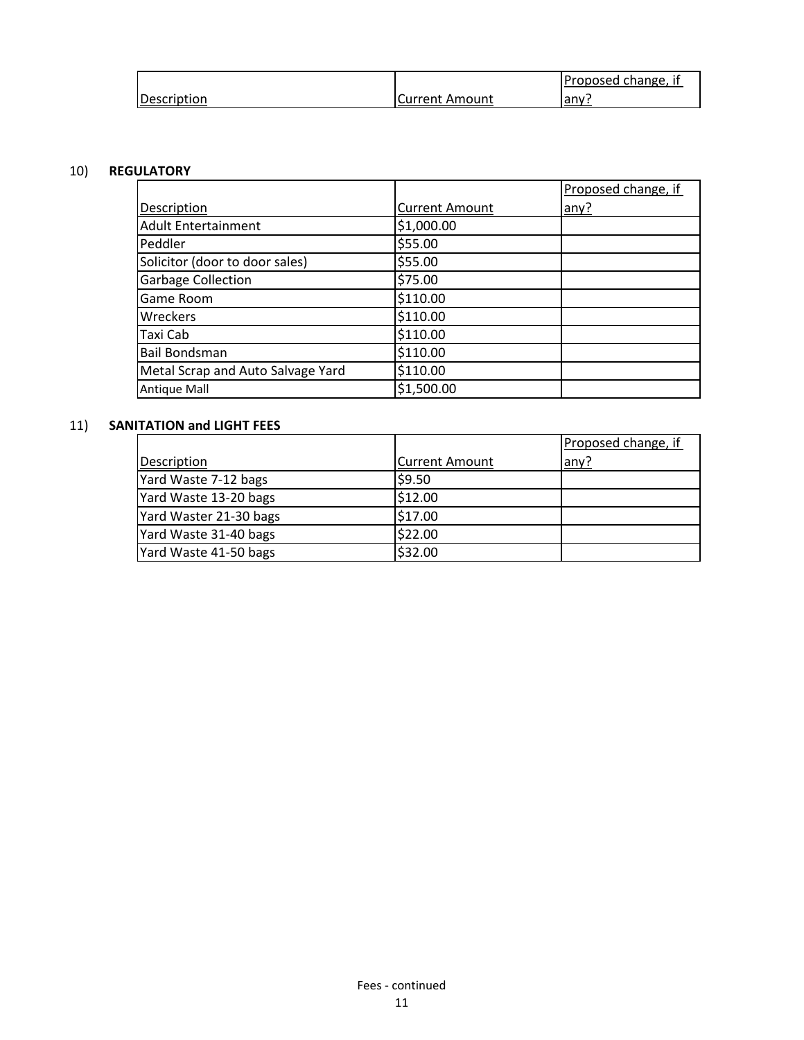| Description | Current Amount | Proposed change, if any? |
|---|---|---|

10) **REGULATORY**

| Description | Current Amount | Proposed change, if any? |
|---|---|---|
| Adult Entertainment | $1,000.00 | |
| Peddler | $55.00 | |
| Solicitor (door to door sales) | $55.00 | |
| Garbage Collection | $75.00 | |
| Game Room | $110.00 | |
| Wreckers | $110.00 | |
| Taxi Cab | $110.00 | |
| Bail Bondsman | $110.00 | |
| Metal Scrap and Auto Salvage Yard | $110.00 | |
| Antique Mall | $1,500.00 | |

11) **SANITATION and LIGHT FEES**

| Description | Current Amount | Proposed change, if any? |
|---|---|---|
| Yard Waste 7-12 bags | $9.50 | |
| Yard Waste 13-20 bags | $12.00 | |
| Yard Waster 21-30 bags | $17.00 | |
| Yard Waste 31-40 bags | $22.00 | |
| Yard Waste 41-50 bags | $32.00 | |

Fees - continued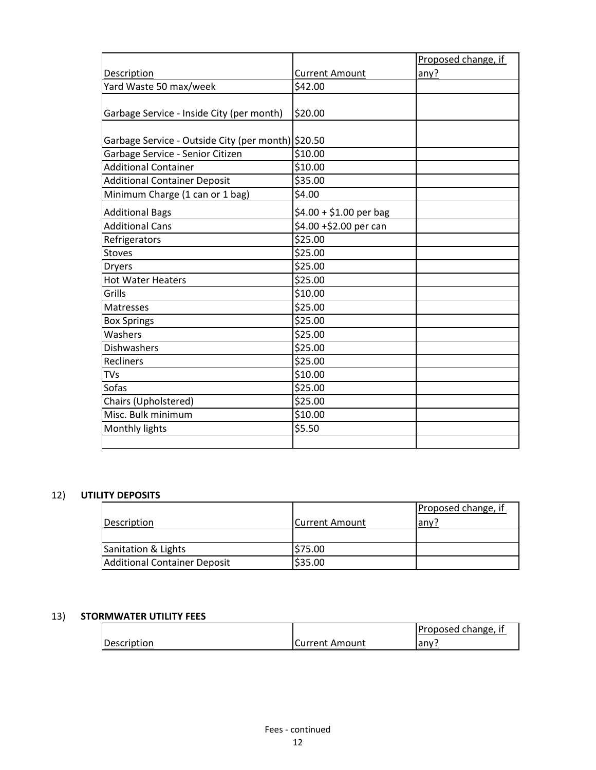| Description | Current Amount | Proposed change, if any? |
|---|---|---|
| Yard Waste 50 max/week | $42.00 | |
| Garbage Service - Inside City (per month) | $20.00 | |
| Garbage Service - Outside City (per month) | $20.50 | |
| Garbage Service - Senior Citizen | $10.00 | |
| Additional Container | $10.00 | |
| Additional Container Deposit | $35.00 | |
| Minimum Charge (1 can or 1 bag) | $4.00 | |
| Additional Bags | $4.00 + $1.00 per bag | |
| Additional Cans | $4.00 +$2.00 per can | |
| Refrigerators | $25.00 | |
| Stoves | $25.00 | |
| Dryers | $25.00 | |
| Hot Water Heaters | $25.00 | |
| Grills | $10.00 | |
| Matresses | $25.00 | |
| Box Springs | $25.00 | |
| Washers | $25.00 | |
| Dishwashers | $25.00 | |
| Recliners | $25.00 | |
| TVs | $10.00 | |
| Sofas | $25.00 | |
| Chairs (Upholstered) | $25.00 | |
| Misc. Bulk minimum | $10.00 | |
| Monthly lights | $5.50 | |
| | | |

12) **UTILITY DEPOSITS**

| Description | Current Amount | Proposed change, if any? |
|---|---|---|
| | | |
| Sanitation & Lights | $75.00 | |
| Additional Container Deposit | $35.00 | |

13) **STORMWATER UTILITY FEES**

| Description | Current Amount | Proposed change, if any? |
|---|---|---|

Fees - continued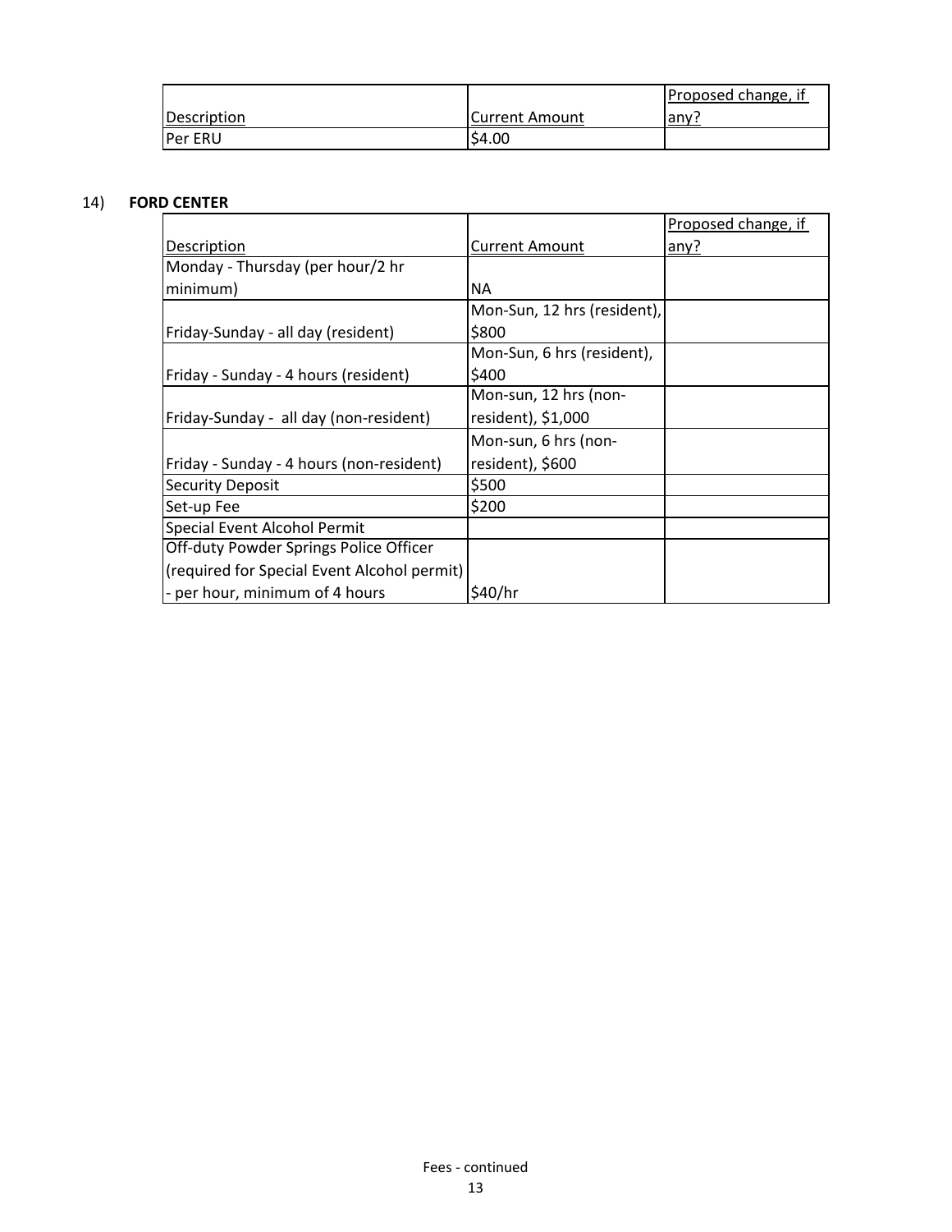| Description | Current Amount | Proposed change, if any? |
| --- | --- | --- |
| Per ERU | $4.00 | |

14) **FORD CENTER**

| Description | Current Amount | Proposed change, if any? |
| --- | --- | --- |
| Monday - Thursday (per hour/2 hr minimum) | NA | |
| Friday-Sunday - all day (resident) | Mon-Sun, 12 hrs (resident), $800 | |
| Friday - Sunday - 4 hours (resident) | Mon-Sun, 6 hrs (resident), $400 | |
| Friday-Sunday - all day (non-resident) | Mon-sun, 12 hrs (non-resident), $1,000 | |
| Friday - Sunday - 4 hours (non-resident) | Mon-sun, 6 hrs (non-resident), $600 | |
| Security Deposit | $500 | |
| Set-up Fee | $200 | |
| Special Event Alcohol Permit | | |
| Off-duty Powder Springs Police Officer (required for Special Event Alcohol permit) - per hour, minimum of 4 hours | $40/hr | |

Fees - continued